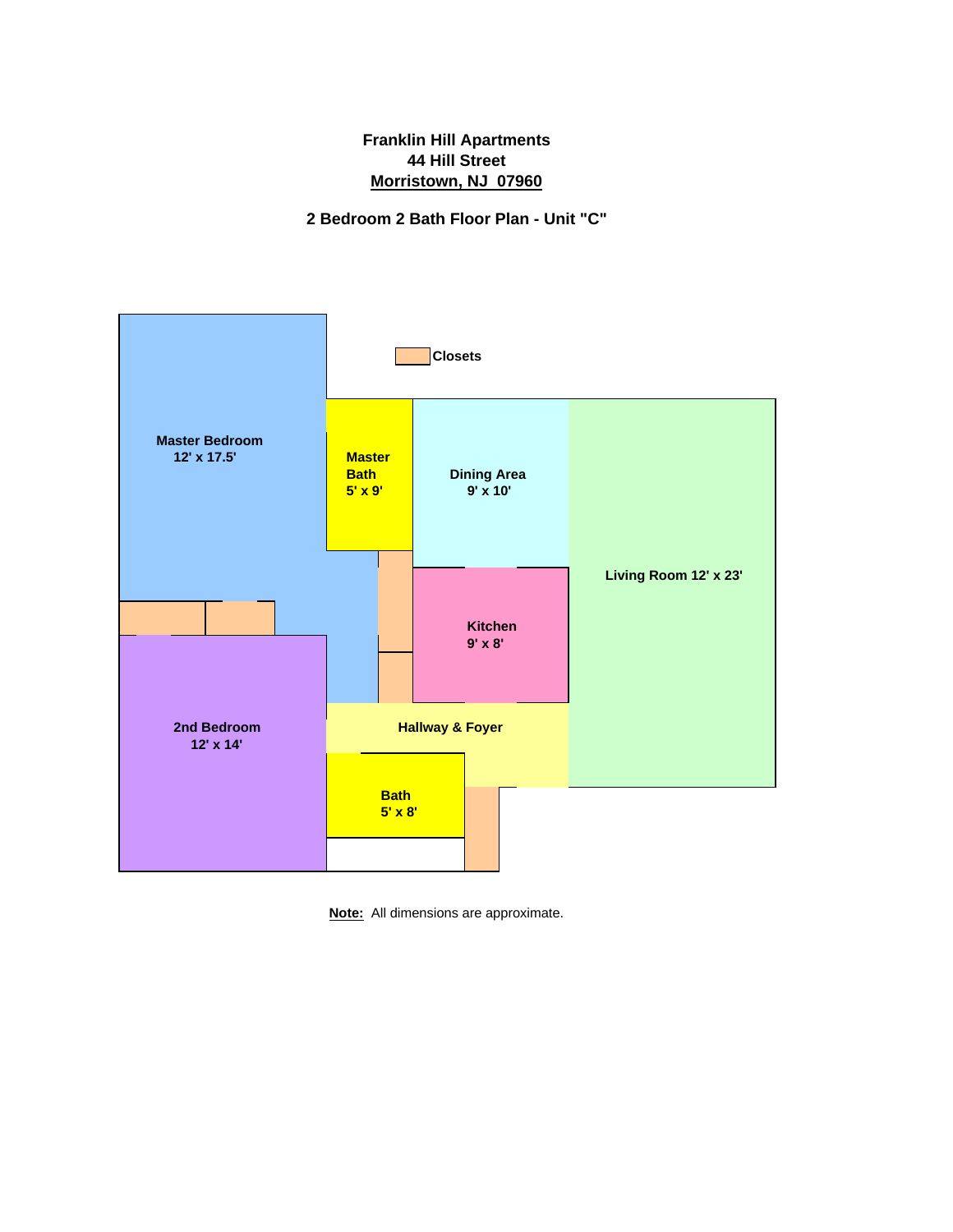**Franklin Hill Apartments**
**44 Hill Street**
**Morristown, NJ 07960**

**2 Bedroom 2 Bath Floor Plan - Unit "C"**

**Closets**

**Master Bedroom**
**12' x 17.5'**

**Master Bath**
**5' x 9'**

**Dining Area**
**9' x 10'**

**Living Room 12' x 23'**

**Kitchen**
**9' x 8'**

**2nd Bedroom**
**12' x 14'**

**Hallway & Foyer**

**Bath**
**5' x 8'**

**Note:** All dimensions are approximate.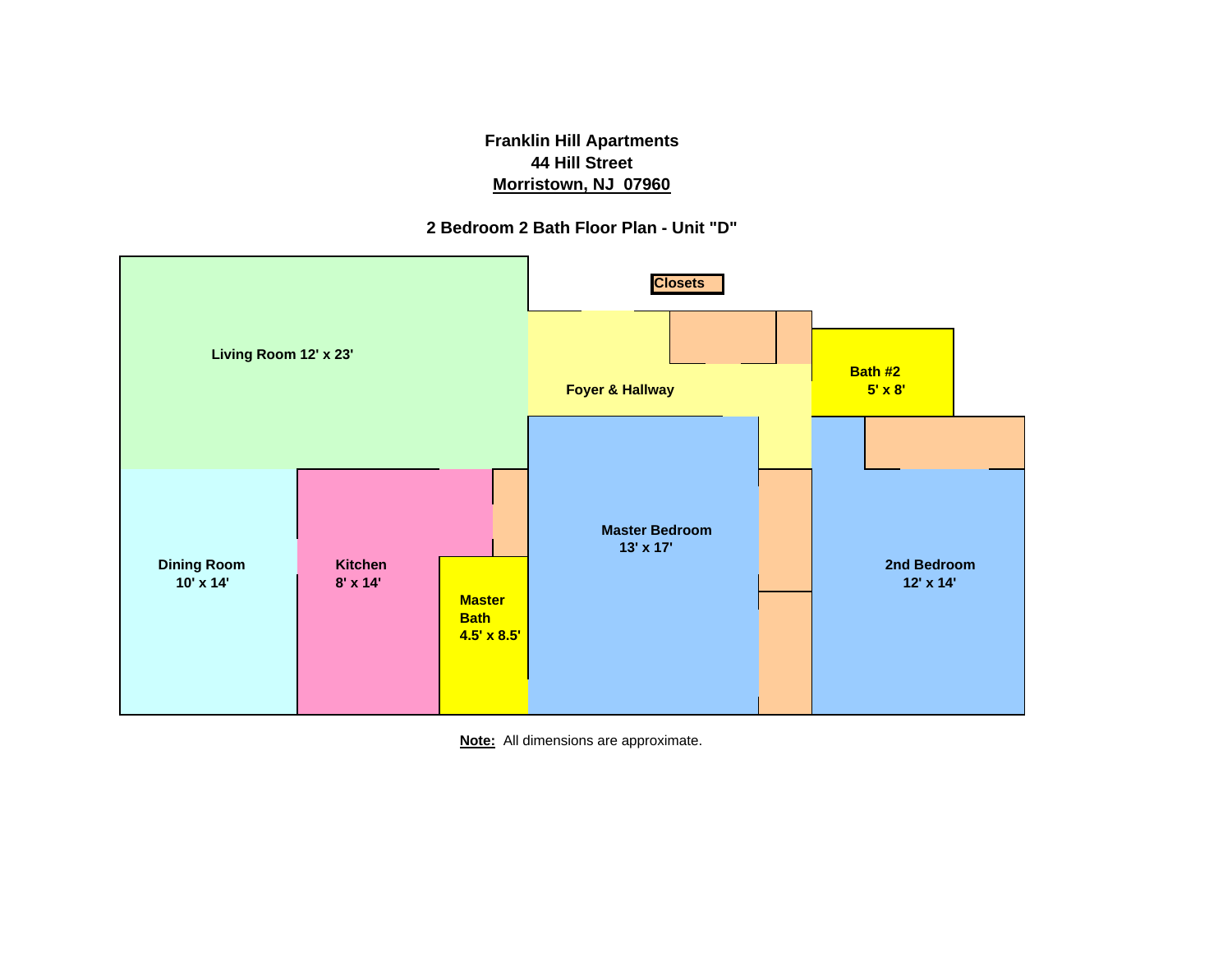**Franklin Hill Apartments**
**44 Hill Street**
**Morristown, NJ  07960**

**2 Bedroom 2 Bath Floor Plan - Unit "D"**

**Closets**

**Living Room 12' x 23'**

**Foyer & Hallway**

**Bath #2**
**5' x 8'**

**Master Bedroom**
**13' x 17'**

**Dining Room**
**10' x 14'**

**Kitchen**
**8' x 14'**

**Master Bath**
**4.5' x 8.5'**

**2nd Bedroom**
**12' x 14'**

**Note:** All dimensions are approximate.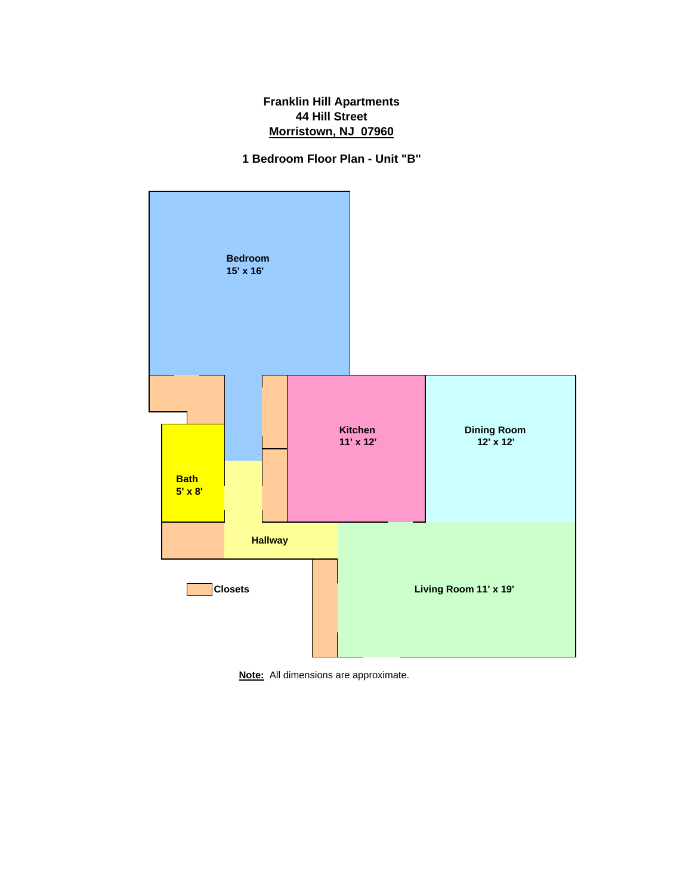**Franklin Hill Apartments**
**44 Hill Street**
**Morristown, NJ 07960**

**1 Bedroom Floor Plan - Unit "B"**

**Bedroom**
**15' x 16'**

**Kitchen**
**11' x 12'**

**Dining Room**
**12' x 12'**

**Bath**
**5' x 8'**

**Hallway**

**Closets**

**Living Room 11' x 19'**

**Note:** All dimensions are approximate.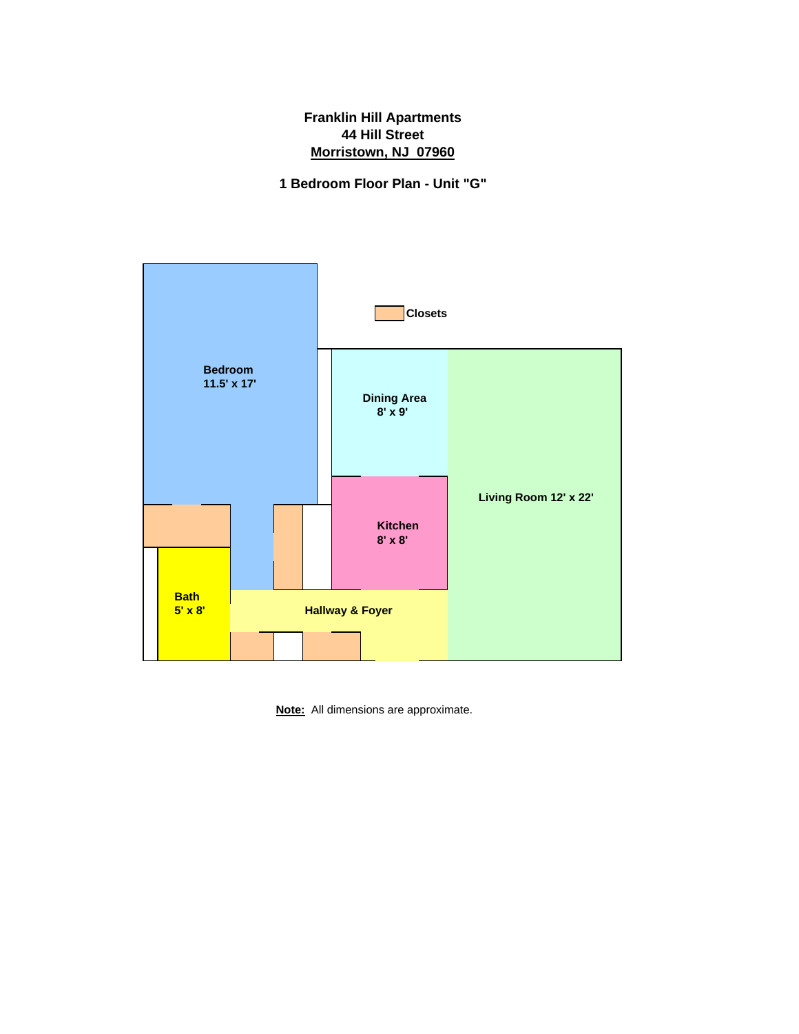**Franklin Hill Apartments**
**44 Hill Street**
**Morristown, NJ 07960**

**1 Bedroom Floor Plan - Unit "G"**

Closets

Bedroom
11.5' x 17'

Dining Area
8' x 9'

Living Room 12' x 22'

Kitchen
8' x 8'

Bath
5' x 8'

Hallway & Foyer

**Note:** All dimensions are approximate.